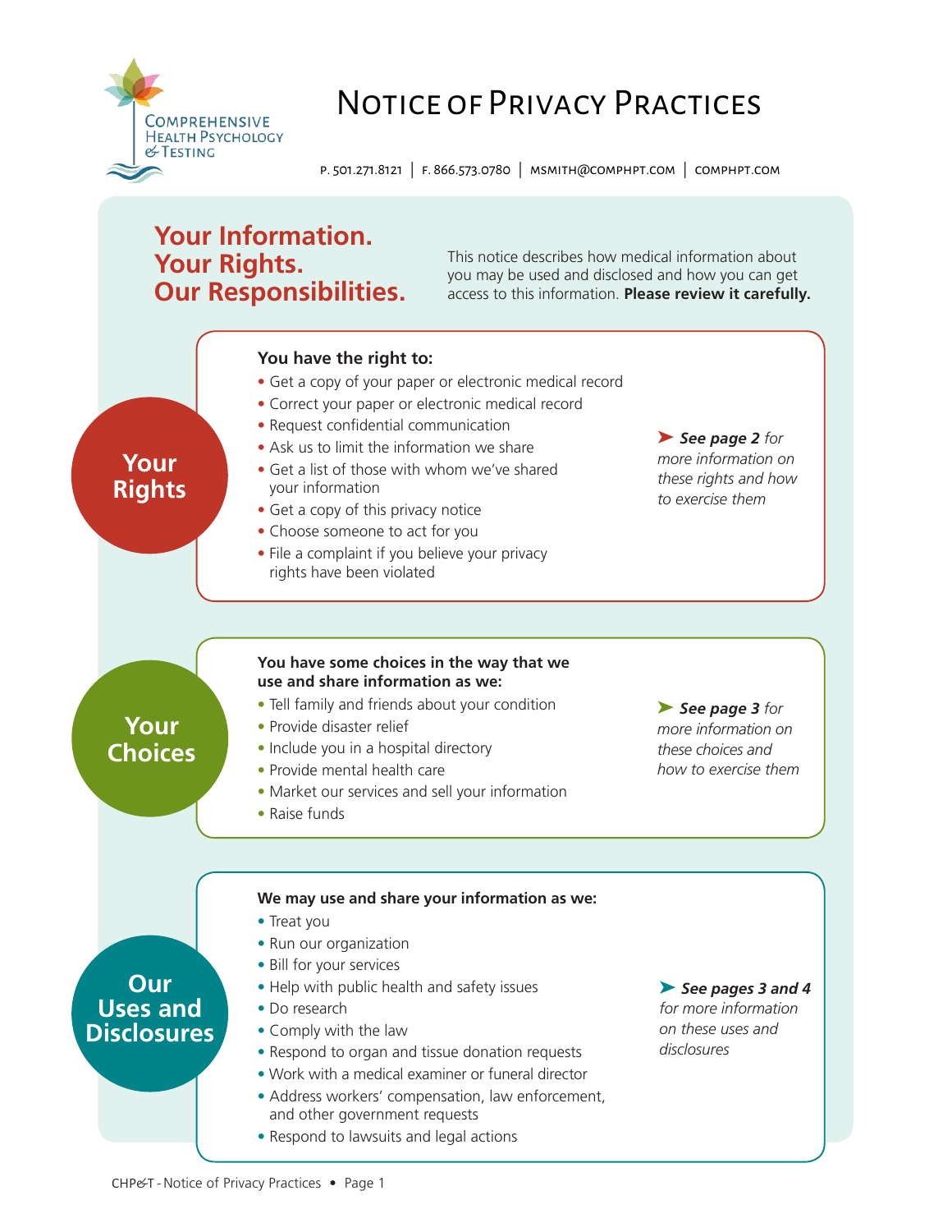Comprehensive Health Psychology & Testing

# Notice of Privacy Practices

P. 501.271.8121 | F. 866.573.0780 | MSMITH@COMPHPT.COM | COMPHPT.COM

## Your Information. Your Rights. Our Responsibilities.

This notice describes how medical information about you may be used and disclosed and how you can get access to this information. **Please review it carefully.**

### Your Rights

**You have the right to:**

- Get a copy of your paper or electronic medical record
- Correct your paper or electronic medical record
- Request confidential communication
- Ask us to limit the information we share
- Get a list of those with whom we've shared your information
- Get a copy of this privacy notice
- Choose someone to act for you
- File a complaint if you believe your privacy rights have been violated

➤ ***See page 2*** *for more information on these rights and how to exercise them*

### Your Choices

**You have some choices in the way that we use and share information as we:**

- Tell family and friends about your condition
- Provide disaster relief
- Include you in a hospital directory
- Provide mental health care
- Market our services and sell your information
- Raise funds

➤ ***See page 3*** *for more information on these choices and how to exercise them*

### Our Uses and Disclosures

**We may use and share your information as we:**

- Treat you
- Run our organization
- Bill for your services
- Help with public health and safety issues
- Do research
- Comply with the law
- Respond to organ and tissue donation requests
- Work with a medical examiner or funeral director
- Address workers' compensation, law enforcement, and other government requests
- Respond to lawsuits and legal actions

➤ ***See pages 3 and 4*** *for more information on these uses and disclosures*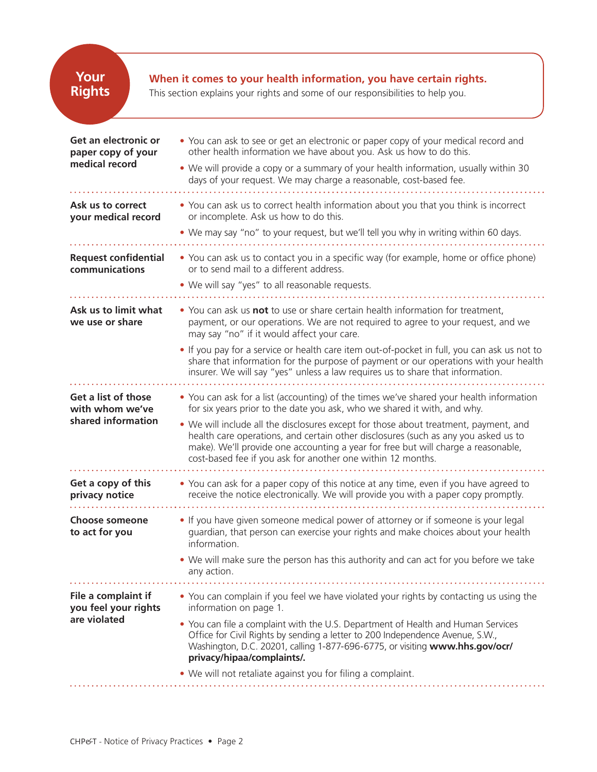# Your Rights

**When it comes to your health information, you have certain rights.**
This section explains your rights and some of our responsibilities to help you.

### Get an electronic or paper copy of your medical record

- You can ask to see or get an electronic or paper copy of your medical record and other health information we have about you. Ask us how to do this.
- We will provide a copy or a summary of your health information, usually within 30 days of your request. We may charge a reasonable, cost-based fee.

### Ask us to correct your medical record

- You can ask us to correct health information about you that you think is incorrect or incomplete. Ask us how to do this.
- We may say "no" to your request, but we'll tell you why in writing within 60 days.

### Request confidential communications

- You can ask us to contact you in a specific way (for example, home or office phone) or to send mail to a different address.
- We will say "yes" to all reasonable requests.

### Ask us to limit what we use or share

- You can ask us **not** to use or share certain health information for treatment, payment, or our operations. We are not required to agree to your request, and we may say "no" if it would affect your care.
- If you pay for a service or health care item out-of-pocket in full, you can ask us not to share that information for the purpose of payment or our operations with your health insurer. We will say "yes" unless a law requires us to share that information.

### Get a list of those with whom we've shared information

- You can ask for a list (accounting) of the times we've shared your health information for six years prior to the date you ask, who we shared it with, and why.
- We will include all the disclosures except for those about treatment, payment, and health care operations, and certain other disclosures (such as any you asked us to make). We'll provide one accounting a year for free but will charge a reasonable, cost-based fee if you ask for another one within 12 months.

### Get a copy of this privacy notice

- You can ask for a paper copy of this notice at any time, even if you have agreed to receive the notice electronically. We will provide you with a paper copy promptly.

### Choose someone to act for you

- If you have given someone medical power of attorney or if someone is your legal guardian, that person can exercise your rights and make choices about your health information.
- We will make sure the person has this authority and can act for you before we take any action.

### File a complaint if you feel your rights are violated

- You can complain if you feel we have violated your rights by contacting us using the information on page 1.
- You can file a complaint with the U.S. Department of Health and Human Services Office for Civil Rights by sending a letter to 200 Independence Avenue, S.W., Washington, D.C. 20201, calling 1-877-696-6775, or visiting **www.hhs.gov/ocr/privacy/hipaa/complaints/.**
- We will not retaliate against you for filing a complaint.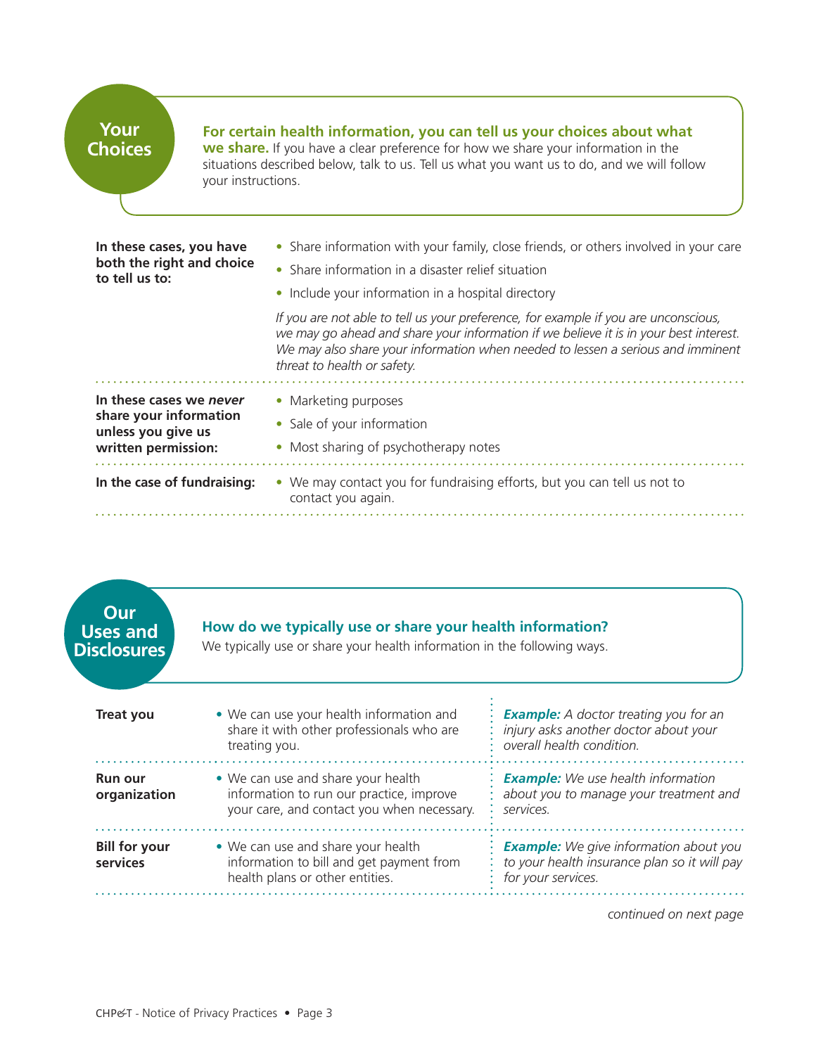## Your Choices

**For certain health information, you can tell us your choices about what we share.** If you have a clear preference for how we share your information in the situations described below, talk to us. Tell us what you want us to do, and we will follow your instructions.

**In these cases, you have both the right and choice to tell us to:**

- Share information with your family, close friends, or others involved in your care
- Share information in a disaster relief situation
- Include your information in a hospital directory

*If you are not able to tell us your preference, for example if you are unconscious, we may go ahead and share your information if we believe it is in your best interest. We may also share your information when needed to lessen a serious and imminent threat to health or safety.*

**In these cases we *never* share your information unless you give us written permission:**

- Marketing purposes
- Sale of your information
- Most sharing of psychotherapy notes

**In the case of fundraising:**

- We may contact you for fundraising efforts, but you can tell us not to contact you again.

## Our Uses and Disclosures

**How do we typically use or share your health information?**
We typically use or share your health information in the following ways.

| | | |
|---|---|---|
| **Treat you** | • We can use your health information and share it with other professionals who are treating you. | ***Example:*** *A doctor treating you for an injury asks another doctor about your overall health condition.* |
| **Run our organization** | • We can use and share your health information to run our practice, improve your care, and contact you when necessary. | ***Example:*** *We use health information about you to manage your treatment and services.* |
| **Bill for your services** | • We can use and share your health information to bill and get payment from health plans or other entities. | ***Example:*** *We give information about you to your health insurance plan so it will pay for your services.* |

*continued on next page*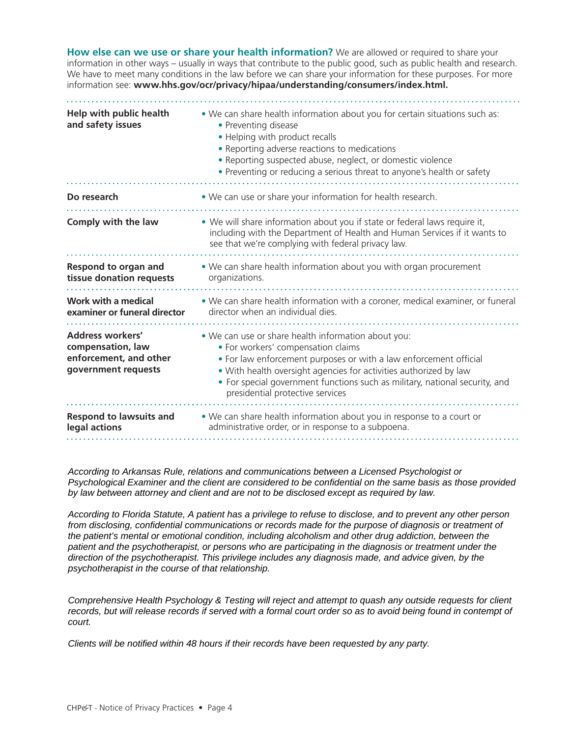**How else can we use or share your health information?** We are allowed or required to share your information in other ways – usually in ways that contribute to the public good, such as public health and research. We have to meet many conditions in the law before we can share your information for these purposes. For more information see: **www.hhs.gov/ocr/privacy/hipaa/understanding/consumers/index.html.**

| | |
|---|---|
| **Help with public health and safety issues** | • We can share health information about you for certain situations such as:<br>• Preventing disease<br>• Helping with product recalls<br>• Reporting adverse reactions to medications<br>• Reporting suspected abuse, neglect, or domestic violence<br>• Preventing or reducing a serious threat to anyone's health or safety |
| **Do research** | • We can use or share your information for health research. |
| **Comply with the law** | • We will share information about you if state or federal laws require it, including with the Department of Health and Human Services if it wants to see that we're complying with federal privacy law. |
| **Respond to organ and tissue donation requests** | • We can share health information about you with organ procurement organizations. |
| **Work with a medical examiner or funeral director** | • We can share health information with a coroner, medical examiner, or funeral director when an individual dies. |
| **Address workers' compensation, law enforcement, and other government requests** | • We can use or share health information about you:<br>• For workers' compensation claims<br>• For law enforcement purposes or with a law enforcement official<br>• With health oversight agencies for activities authorized by law<br>• For special government functions such as military, national security, and presidential protective services |
| **Respond to lawsuits and legal actions** | • We can share health information about you in response to a court or administrative order, or in response to a subpoena. |

*According to Arkansas Rule, relations and communications between a Licensed Psychologist or Psychological Examiner and the client are considered to be confidential on the same basis as those provided by law between attorney and client and are not to be disclosed except as required by law.*

*According to Florida Statute, A patient has a privilege to refuse to disclose, and to prevent any other person from disclosing, confidential communications or records made for the purpose of diagnosis or treatment of the patient's mental or emotional condition, including alcoholism and other drug addiction, between the patient and the psychotherapist, or persons who are participating in the diagnosis or treatment under the direction of the psychotherapist. This privilege includes any diagnosis made, and advice given, by the psychotherapist in the course of that relationship.*

*Comprehensive Health Psychology & Testing will reject and attempt to quash any outside requests for client records, but will release records if served with a formal court order so as to avoid being found in contempt of court.*

*Clients will be notified within 48 hours if their records have been requested by any party.*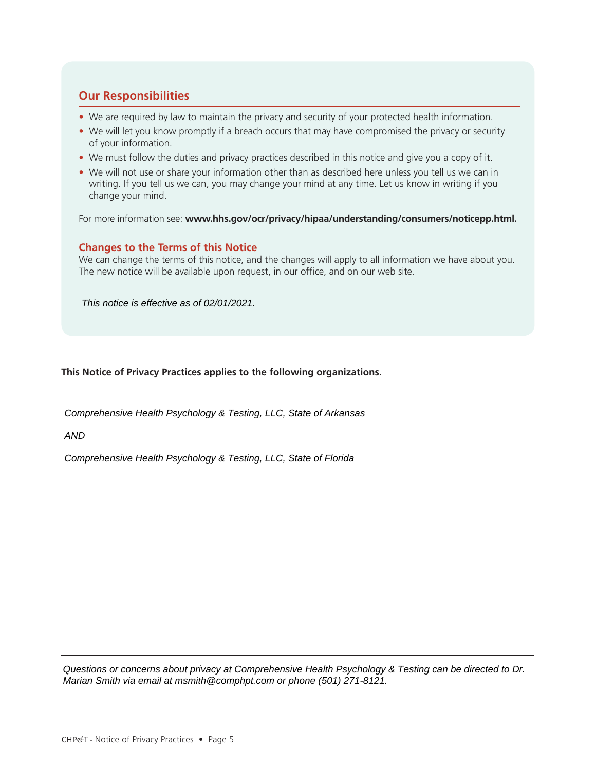## Our Responsibilities

- We are required by law to maintain the privacy and security of your protected health information.
- We will let you know promptly if a breach occurs that may have compromised the privacy or security of your information.
- We must follow the duties and privacy practices described in this notice and give you a copy of it.
- We will not use or share your information other than as described here unless you tell us we can in writing. If you tell us we can, you may change your mind at any time. Let us know in writing if you change your mind.

For more information see: **www.hhs.gov/ocr/privacy/hipaa/understanding/consumers/noticepp.html.**

## Changes to the Terms of this Notice

We can change the terms of this notice, and the changes will apply to all information we have about you. The new notice will be available upon request, in our office, and on our web site.

*This notice is effective as of 02/01/2021.*

**This Notice of Privacy Practices applies to the following organizations.**

*Comprehensive Health Psychology & Testing, LLC, State of Arkansas*

*AND*

*Comprehensive Health Psychology & Testing, LLC, State of Florida*

---

*Questions or concerns about privacy at Comprehensive Health Psychology & Testing can be directed to Dr. Marian Smith via email at msmith@comphpt.com or phone (501) 271-8121.*